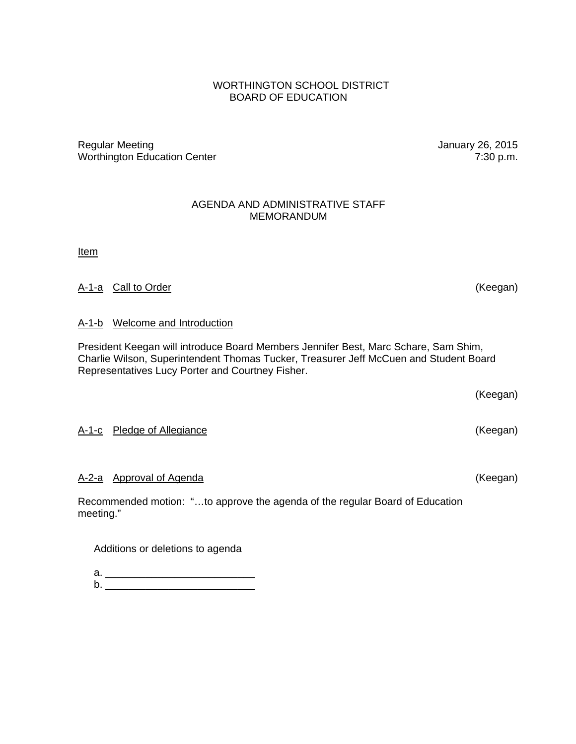# WORTHINGTON SCHOOL DISTRICT
## BOARD OF EDUCATION

Regular Meeting — January 26, 2015
Worthington Education Center — 7:30 p.m.

### AGENDA AND ADMINISTRATIVE STAFF MEMORANDUM

<u>Item</u>

<u>A-1-a</u> <u>Call to Order</u> (Keegan)

<u>A-1-b</u> <u>Welcome and Introduction</u>

President Keegan will introduce Board Members Jennifer Best, Marc Schare, Sam Shim, Charlie Wilson, Superintendent Thomas Tucker, Treasurer Jeff McCuen and Student Board Representatives Lucy Porter and Courtney Fisher.

(Keegan)

<u>A-1-c</u> <u>Pledge of Allegiance</u> (Keegan)

<u>A-2-a</u> <u>Approval of Agenda</u> (Keegan)

Recommended motion: "…to approve the agenda of the regular Board of Education meeting."

Additions or deletions to agenda

a. __________________________
b. __________________________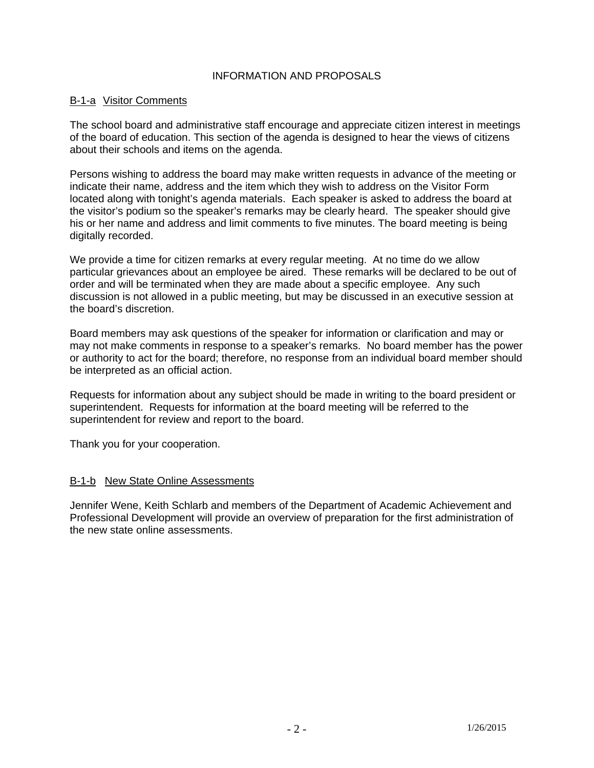## INFORMATION AND PROPOSALS

### B-1-a Visitor Comments

The school board and administrative staff encourage and appreciate citizen interest in meetings of the board of education. This section of the agenda is designed to hear the views of citizens about their schools and items on the agenda.

Persons wishing to address the board may make written requests in advance of the meeting or indicate their name, address and the item which they wish to address on the Visitor Form located along with tonight's agenda materials. Each speaker is asked to address the board at the visitor's podium so the speaker's remarks may be clearly heard. The speaker should give his or her name and address and limit comments to five minutes. The board meeting is being digitally recorded.

We provide a time for citizen remarks at every regular meeting. At no time do we allow particular grievances about an employee be aired. These remarks will be declared to be out of order and will be terminated when they are made about a specific employee. Any such discussion is not allowed in a public meeting, but may be discussed in an executive session at the board's discretion.

Board members may ask questions of the speaker for information or clarification and may or may not make comments in response to a speaker's remarks. No board member has the power or authority to act for the board; therefore, no response from an individual board member should be interpreted as an official action.

Requests for information about any subject should be made in writing to the board president or superintendent. Requests for information at the board meeting will be referred to the superintendent for review and report to the board.

Thank you for your cooperation.

### B-1-b New State Online Assessments

Jennifer Wene, Keith Schlarb and members of the Department of Academic Achievement and Professional Development will provide an overview of preparation for the first administration of the new state online assessments.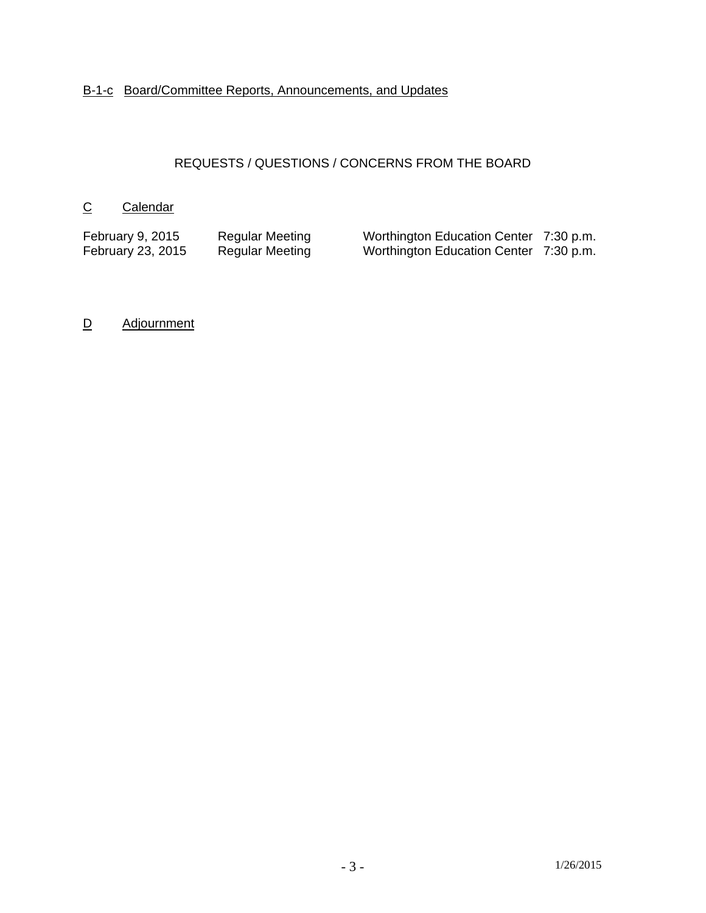B-1-c Board/Committee Reports, Announcements, and Updates

REQUESTS / QUESTIONS / CONCERNS FROM THE BOARD

C Calendar

| | | | |
|---|---|---|---|
| February 9, 2015 | Regular Meeting | Worthington Education Center | 7:30 p.m. |
| February 23, 2015 | Regular Meeting | Worthington Education Center | 7:30 p.m. |

D Adjournment